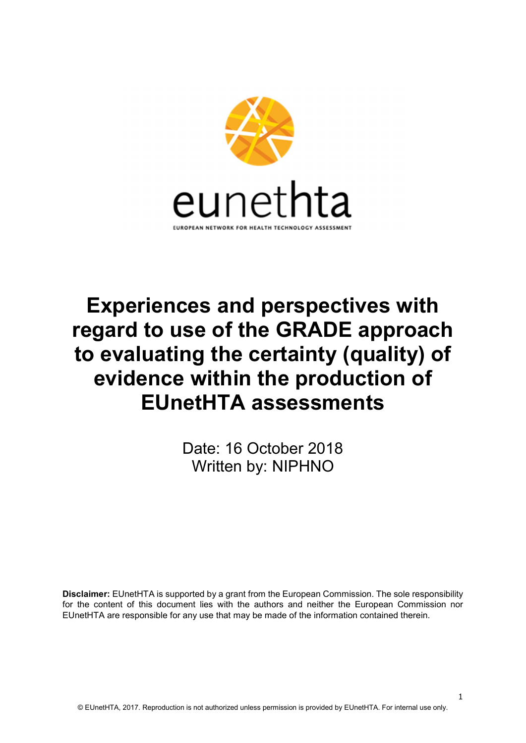# Experiences and perspectives with regard to use of the GRADE approach to evaluating the certainty (quality) of evidence within the production of EUnetHTA assessments

Date: 16 October 2018

Written by: NIPHNO

**Disclaimer:** EUnetHTA is supported by a grant from the European Commission. The sole responsibility for the content of this document lies with the authors and neither the European Commission nor EUnetHTA are responsible for any use that may be made of the information contained therein.

© EUnetHTA, 2017. Reproduction is not authorized unless permission is provided by EUnetHTA. For internal use only.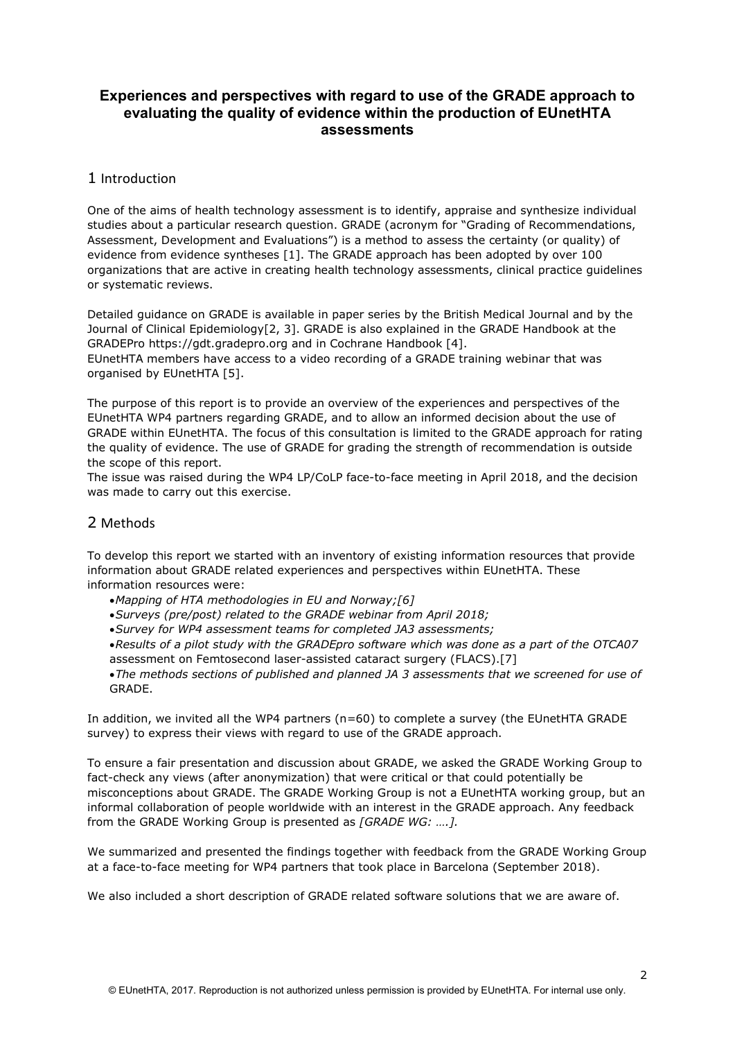# Experiences and perspectives with regard to use of the GRADE approach to evaluating the quality of evidence within the production of EUnetHTA assessments

## 1 Introduction

One of the aims of health technology assessment is to identify, appraise and synthesize individual studies about a particular research question. GRADE (acronym for "Grading of Recommendations, Assessment, Development and Evaluations") is a method to assess the certainty (or quality) of evidence from evidence syntheses [1]. The GRADE approach has been adopted by over 100 organizations that are active in creating health technology assessments, clinical practice guidelines or systematic reviews.

Detailed guidance on GRADE is available in paper series by the British Medical Journal and by the Journal of Clinical Epidemiology[2, 3]. GRADE is also explained in the GRADE Handbook at the GRADEPro https://gdt.gradepro.org and in Cochrane Handbook [4].
EUnetHTA members have access to a video recording of a GRADE training webinar that was organised by EUnetHTA [5].

The purpose of this report is to provide an overview of the experiences and perspectives of the EUnetHTA WP4 partners regarding GRADE, and to allow an informed decision about the use of GRADE within EUnetHTA. The focus of this consultation is limited to the GRADE approach for rating the quality of evidence. The use of GRADE for grading the strength of recommendation is outside the scope of this report.
The issue was raised during the WP4 LP/CoLP face-to-face meeting in April 2018, and the decision was made to carry out this exercise.

## 2 Methods

To develop this report we started with an inventory of existing information resources that provide information about GRADE related experiences and perspectives within EUnetHTA. These information resources were:

- *Mapping of HTA methodologies in EU and Norway;[6]*
- *Surveys (pre/post) related to the GRADE webinar from April 2018;*
- *Survey for WP4 assessment teams for completed JA3 assessments;*
- *Results of a pilot study with the GRADEpro software which was done as a part of the OTCA07* assessment on Femtosecond laser-assisted cataract surgery (FLACS).[7]
- *The methods sections of published and planned JA 3 assessments that we screened for use of* GRADE.

In addition, we invited all the WP4 partners (n=60) to complete a survey (the EUnetHTA GRADE survey) to express their views with regard to use of the GRADE approach.

To ensure a fair presentation and discussion about GRADE, we asked the GRADE Working Group to fact-check any views (after anonymization) that were critical or that could potentially be misconceptions about GRADE. The GRADE Working Group is not a EUnetHTA working group, but an informal collaboration of people worldwide with an interest in the GRADE approach. Any feedback from the GRADE Working Group is presented as *[GRADE WG: ….].*

We summarized and presented the findings together with feedback from the GRADE Working Group at a face-to-face meeting for WP4 partners that took place in Barcelona (September 2018).

We also included a short description of GRADE related software solutions that we are aware of.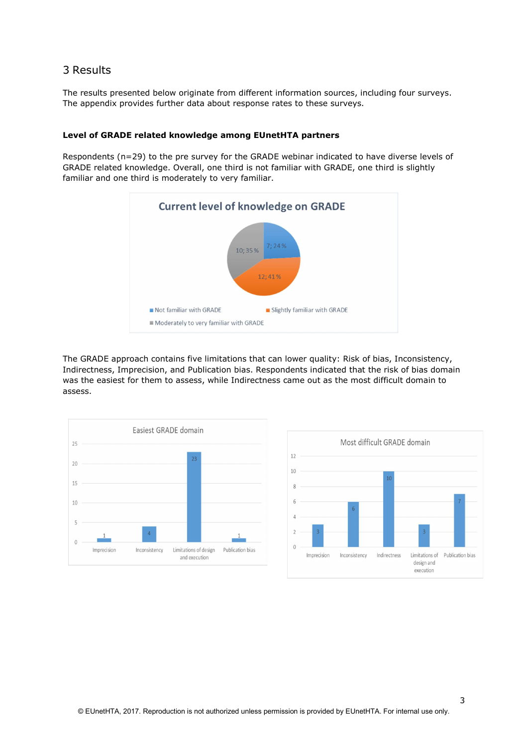# 3 Results

The results presented below originate from different information sources, including four surveys. The appendix provides further data about response rates to these surveys.

**Level of GRADE related knowledge among EUnetHTA partners**

Respondents (n=29) to the pre survey for the GRADE webinar indicated to have diverse levels of GRADE related knowledge. Overall, one third is not familiar with GRADE, one third is slightly familiar and one third is moderately to very familiar.

**Current level of knowledge on GRADE**

| Category | Count; % |
|---|---|
| Not familiar with GRADE | 7; 24 % |
| Slightly familiar with GRADE | 12; 41 % |
| Moderately to very familiar with GRADE | 10; 35 % |

The GRADE approach contains five limitations that can lower quality: Risk of bias, Inconsistency, Indirectness, Imprecision, and Publication bias. Respondents indicated that the risk of bias domain was the easiest for them to assess, while Indirectness came out as the most difficult domain to assess.

**Easiest GRADE domain**

| Domain | Count |
|---|---|
| Imprecision | 1 |
| Inconsistency | 4 |
| Limitations of design and execution | 23 |
| Publication bias | 1 |

**Most difficult GRADE domain**

| Domain | Count |
|---|---|
| Imprecision | 3 |
| Inconsistency | 6 |
| Indirectness | 10 |
| Limitations of design and execution | 3 |
| Publication bias | 7 |

© EUnetHTA, 2017. Reproduction is not authorized unless permission is provided by EUnetHTA. For internal use only.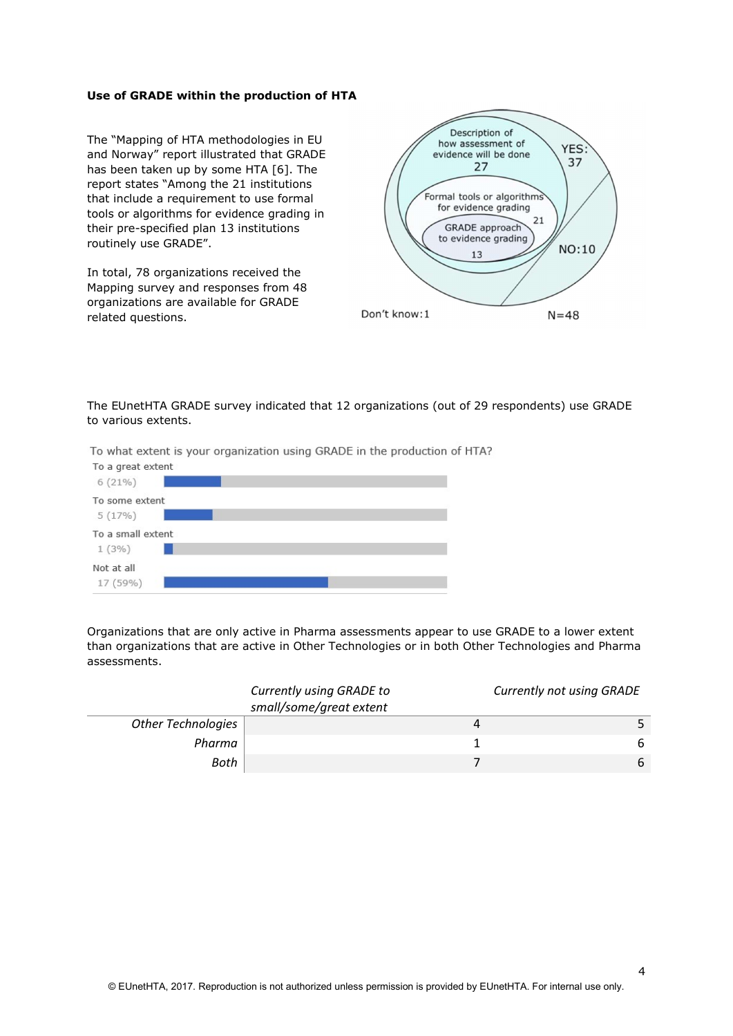**Use of GRADE within the production of HTA**

The "Mapping of HTA methodologies in EU and Norway" report illustrated that GRADE has been taken up by some HTA [6]. The report states "Among the 21 institutions that include a requirement to use formal tools or algorithms for evidence grading in their pre-specified plan 13 institutions routinely use GRADE".

In total, 78 organizations received the Mapping survey and responses from 48 organizations are available for GRADE related questions.

Description of how assessment of evidence will be done 27

Formal tools or algorithms for evidence grading 21

GRADE approach to evidence grading 13

YES: 37

NO:10

Don't know:1

N=48

The EUnetHTA GRADE survey indicated that 12 organizations (out of 29 respondents) use GRADE to various extents.

To what extent is your organization using GRADE in the production of HTA?

| Response | Count (%) |
|---|---|
| To a great extent | 6 (21%) |
| To some extent | 5 (17%) |
| To a small extent | 1 (3%) |
| Not at all | 17 (59%) |

Organizations that are only active in Pharma assessments appear to use GRADE to a lower extent than organizations that are active in Other Technologies or in both Other Technologies and Pharma assessments.

| | *Currently using GRADE to small/some/great extent* | *Currently not using GRADE* |
|---|---|---|
| *Other Technologies* | 4 | 5 |
| *Pharma* | 1 | 6 |
| *Both* | 7 | 6 |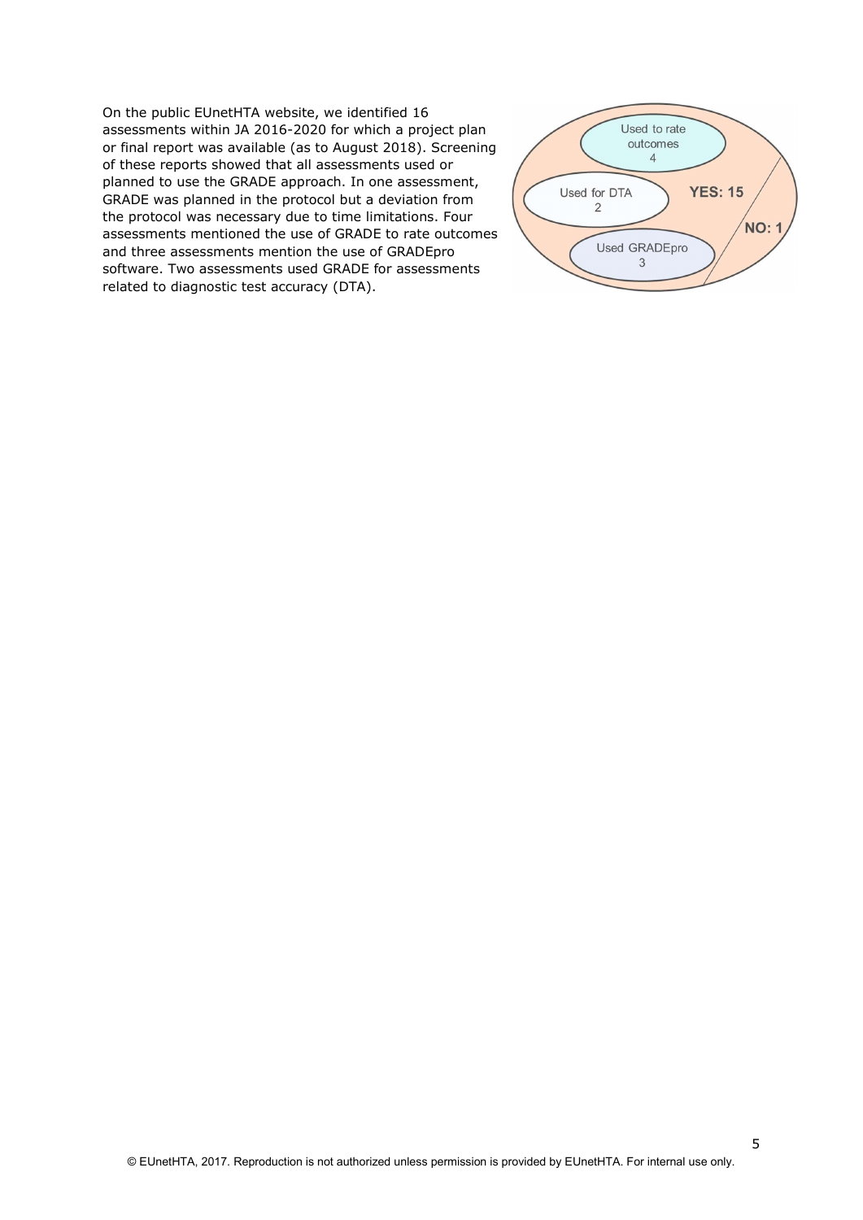On the public EUnetHTA website, we identified 16 assessments within JA 2016-2020 for which a project plan or final report was available (as to August 2018). Screening of these reports showed that all assessments used or planned to use the GRADE approach. In one assessment, GRADE was planned in the protocol but a deviation from the protocol was necessary due to time limitations. Four assessments mentioned the use of GRADE to rate outcomes and three assessments mention the use of GRADEpro software. Two assessments used GRADE for assessments related to diagnostic test accuracy (DTA).

Used to rate outcomes 4

Used for DTA 2

YES: 15

NO: 1

Used GRADEpro 3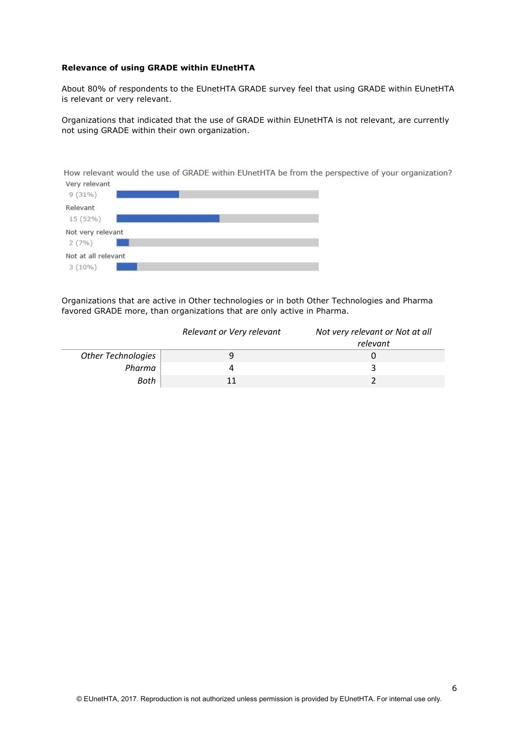**Relevance of using GRADE within EUnetHTA**

About 80% of respondents to the EUnetHTA GRADE survey feel that using GRADE within EUnetHTA is relevant or very relevant.

Organizations that indicated that the use of GRADE within EUnetHTA is not relevant, are currently not using GRADE within their own organization.

How relevant would the use of GRADE within EUnetHTA be from the perspective of your organization?

| Response | Count (%) |
|---|---|
| Very relevant | 9 (31%) |
| Relevant | 15 (52%) |
| Not very relevant | 2 (7%) |
| Not at all relevant | 3 (10%) |

Organizations that are active in Other technologies or in both Other Technologies and Pharma favored GRADE more, than organizations that are only active in Pharma.

| | *Relevant or Very relevant* | *Not very relevant or Not at all relevant* |
|---|---|---|
| *Other Technologies* | 9 | 0 |
| *Pharma* | 4 | 3 |
| *Both* | 11 | 2 |

© EUnetHTA, 2017. Reproduction is not authorized unless permission is provided by EUnetHTA. For internal use only.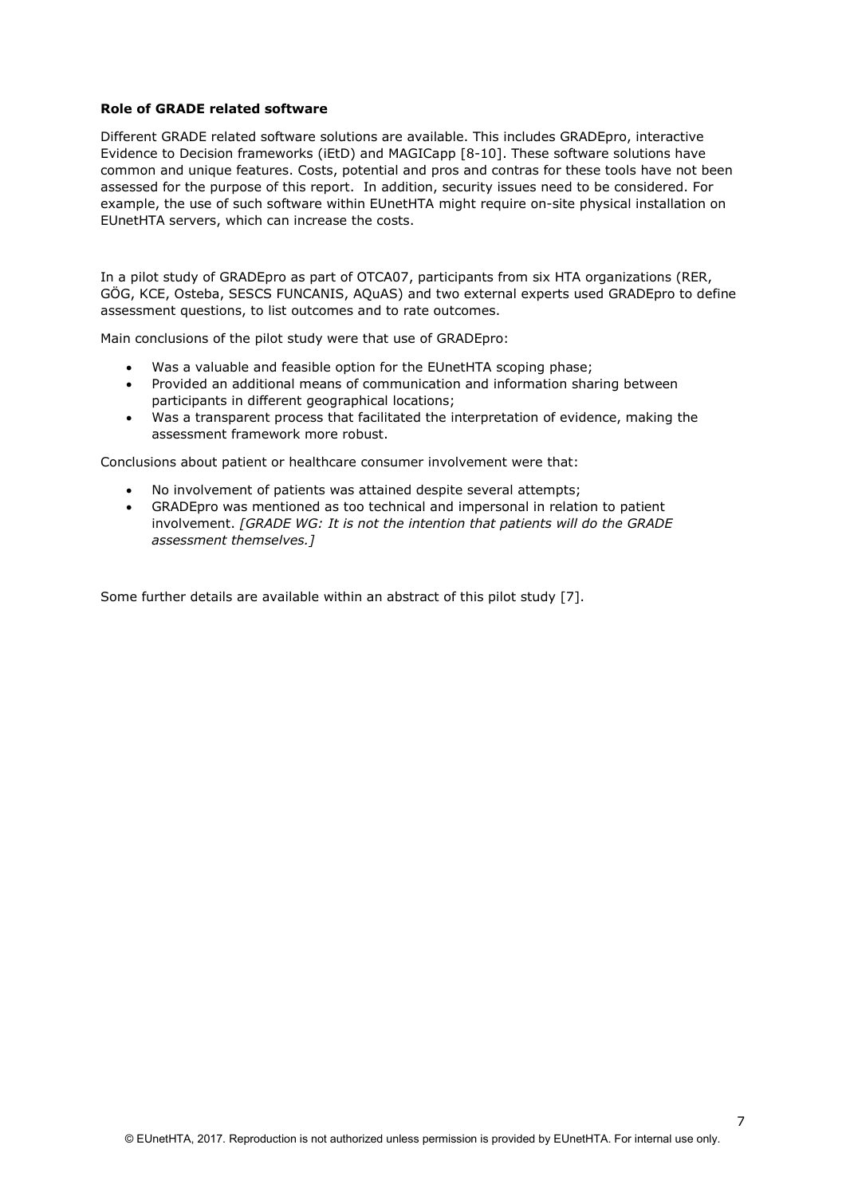**Role of GRADE related software**

Different GRADE related software solutions are available. This includes GRADEpro, interactive Evidence to Decision frameworks (iEtD) and MAGICapp [8-10]. These software solutions have common and unique features. Costs, potential and pros and contras for these tools have not been assessed for the purpose of this report. In addition, security issues need to be considered. For example, the use of such software within EUnetHTA might require on-site physical installation on EUnetHTA servers, which can increase the costs.

In a pilot study of GRADEpro as part of OTCA07, participants from six HTA organizations (RER, GÖG, KCE, Osteba, SESCS FUNCANIS, AQuAS) and two external experts used GRADEpro to define assessment questions, to list outcomes and to rate outcomes.

Main conclusions of the pilot study were that use of GRADEpro:

- Was a valuable and feasible option for the EUnetHTA scoping phase;
- Provided an additional means of communication and information sharing between participants in different geographical locations;
- Was a transparent process that facilitated the interpretation of evidence, making the assessment framework more robust.

Conclusions about patient or healthcare consumer involvement were that:

- No involvement of patients was attained despite several attempts;
- GRADEpro was mentioned as too technical and impersonal in relation to patient involvement. *[GRADE WG: It is not the intention that patients will do the GRADE assessment themselves.]*

Some further details are available within an abstract of this pilot study [7].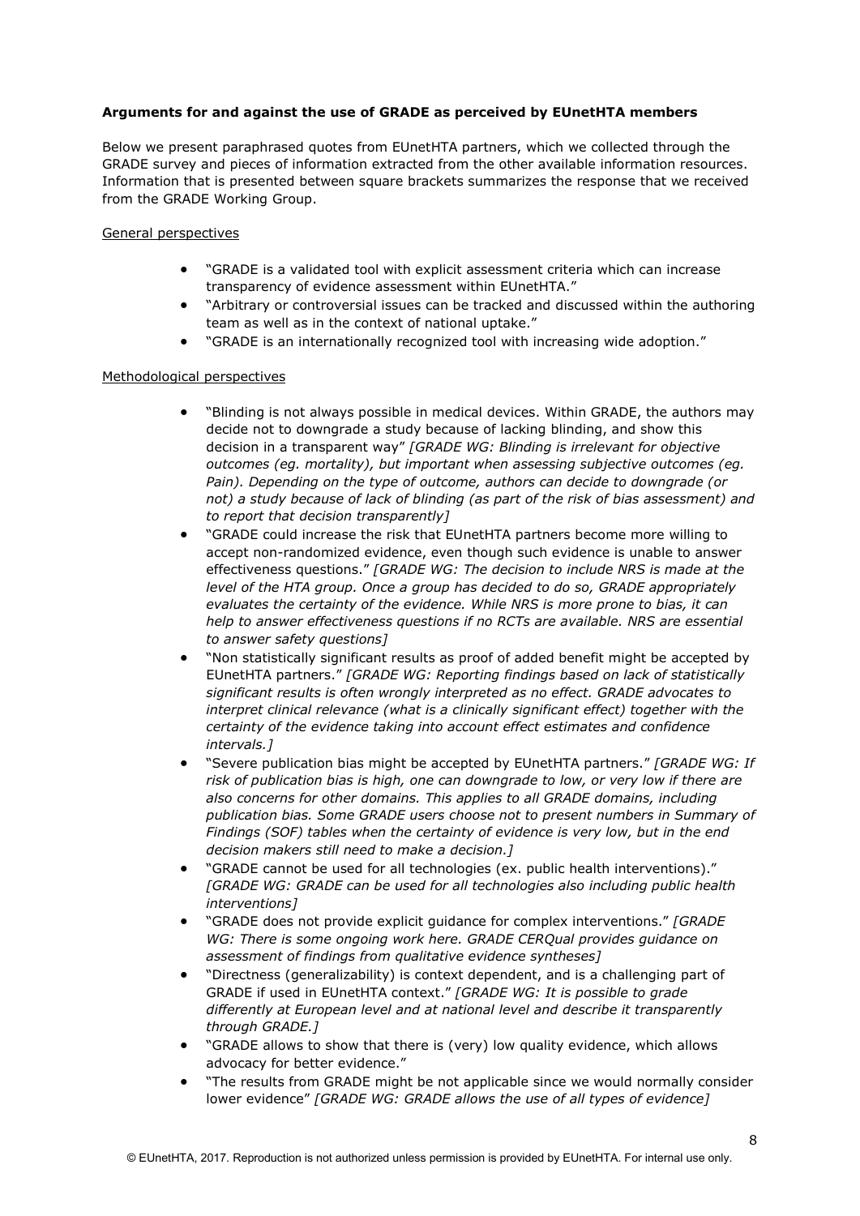**Arguments for and against the use of GRADE as perceived by EUnetHTA members**

Below we present paraphrased quotes from EUnetHTA partners, which we collected through the GRADE survey and pieces of information extracted from the other available information resources. Information that is presented between square brackets summarizes the response that we received from the GRADE Working Group.

General perspectives

- "GRADE is a validated tool with explicit assessment criteria which can increase transparency of evidence assessment within EUnetHTA."
- "Arbitrary or controversial issues can be tracked and discussed within the authoring team as well as in the context of national uptake."
- "GRADE is an internationally recognized tool with increasing wide adoption."

Methodological perspectives

- "Blinding is not always possible in medical devices. Within GRADE, the authors may decide not to downgrade a study because of lacking blinding, and show this decision in a transparent way" *[GRADE WG: Blinding is irrelevant for objective outcomes (eg. mortality), but important when assessing subjective outcomes (eg. Pain). Depending on the type of outcome, authors can decide to downgrade (or not) a study because of lack of blinding (as part of the risk of bias assessment) and to report that decision transparently]*
- "GRADE could increase the risk that EUnetHTA partners become more willing to accept non-randomized evidence, even though such evidence is unable to answer effectiveness questions." *[GRADE WG: The decision to include NRS is made at the level of the HTA group. Once a group has decided to do so, GRADE appropriately evaluates the certainty of the evidence. While NRS is more prone to bias, it can help to answer effectiveness questions if no RCTs are available. NRS are essential to answer safety questions]*
- "Non statistically significant results as proof of added benefit might be accepted by EUnetHTA partners." *[GRADE WG: Reporting findings based on lack of statistically significant results is often wrongly interpreted as no effect. GRADE advocates to interpret clinical relevance (what is a clinically significant effect) together with the certainty of the evidence taking into account effect estimates and confidence intervals.]*
- "Severe publication bias might be accepted by EUnetHTA partners." *[GRADE WG: If risk of publication bias is high, one can downgrade to low, or very low if there are also concerns for other domains. This applies to all GRADE domains, including publication bias. Some GRADE users choose not to present numbers in Summary of Findings (SOF) tables when the certainty of evidence is very low, but in the end decision makers still need to make a decision.]*
- "GRADE cannot be used for all technologies (ex. public health interventions)." *[GRADE WG: GRADE can be used for all technologies also including public health interventions]*
- "GRADE does not provide explicit guidance for complex interventions." *[GRADE WG: There is some ongoing work here. GRADE CERQual provides guidance on assessment of findings from qualitative evidence syntheses]*
- "Directness (generalizability) is context dependent, and is a challenging part of GRADE if used in EUnetHTA context." *[GRADE WG: It is possible to grade differently at European level and at national level and describe it transparently through GRADE.]*
- "GRADE allows to show that there is (very) low quality evidence, which allows advocacy for better evidence."
- "The results from GRADE might be not applicable since we would normally consider lower evidence" *[GRADE WG: GRADE allows the use of all types of evidence]*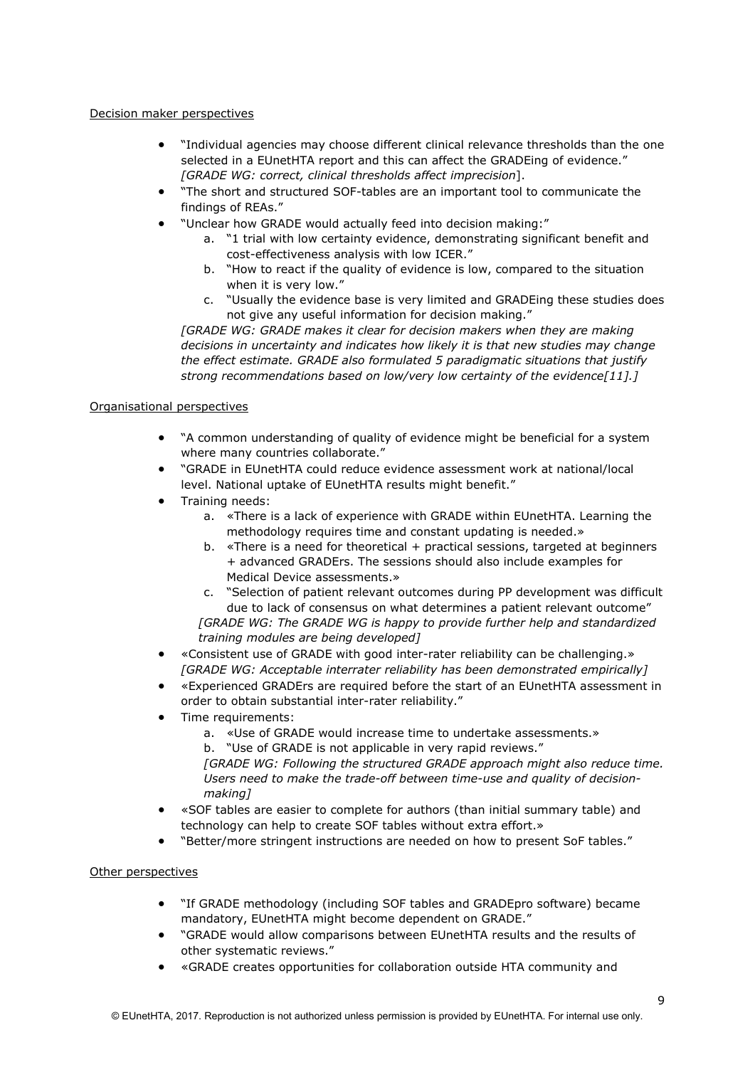Decision maker perspectives

- "Individual agencies may choose different clinical relevance thresholds than the one selected in a EUnetHTA report and this can affect the GRADEing of evidence." *[GRADE WG: correct, clinical thresholds affect imprecision*].
- "The short and structured SOF-tables are an important tool to communicate the findings of REAs."
- "Unclear how GRADE would actually feed into decision making:"
    a. "1 trial with low certainty evidence, demonstrating significant benefit and cost-effectiveness analysis with low ICER."
    b. "How to react if the quality of evidence is low, compared to the situation when it is very low."
    c. "Usually the evidence base is very limited and GRADEing these studies does not give any useful information for decision making."

  *[GRADE WG: GRADE makes it clear for decision makers when they are making decisions in uncertainty and indicates how likely it is that new studies may change the effect estimate. GRADE also formulated 5 paradigmatic situations that justify strong recommendations based on low/very low certainty of the evidence[11].]*

Organisational perspectives

- "A common understanding of quality of evidence might be beneficial for a system where many countries collaborate."
- "GRADE in EUnetHTA could reduce evidence assessment work at national/local level. National uptake of EUnetHTA results might benefit."
- Training needs:
    a. «There is a lack of experience with GRADE within EUnetHTA. Learning the methodology requires time and constant updating is needed.»
    b. «There is a need for theoretical + practical sessions, targeted at beginners + advanced GRADErs. The sessions should also include examples for Medical Device assessments.»
    c. "Selection of patient relevant outcomes during PP development was difficult due to lack of consensus on what determines a patient relevant outcome"

  *[GRADE WG: The GRADE WG is happy to provide further help and standardized training modules are being developed]*
- «Consistent use of GRADE with good inter-rater reliability can be challenging.» *[GRADE WG: Acceptable interrater reliability has been demonstrated empirically]*
- «Experienced GRADErs are required before the start of an EUnetHTA assessment in order to obtain substantial inter-rater reliability."
- Time requirements:
    a. «Use of GRADE would increase time to undertake assessments.»
    b. "Use of GRADE is not applicable in very rapid reviews."

  *[GRADE WG: Following the structured GRADE approach might also reduce time. Users need to make the trade-off between time-use and quality of decision-making]*
- «SOF tables are easier to complete for authors (than initial summary table) and technology can help to create SOF tables without extra effort.»
- "Better/more stringent instructions are needed on how to present SoF tables."

Other perspectives

- "If GRADE methodology (including SOF tables and GRADEpro software) became mandatory, EUnetHTA might become dependent on GRADE."
- "GRADE would allow comparisons between EUnetHTA results and the results of other systematic reviews."
- «GRADE creates opportunities for collaboration outside HTA community and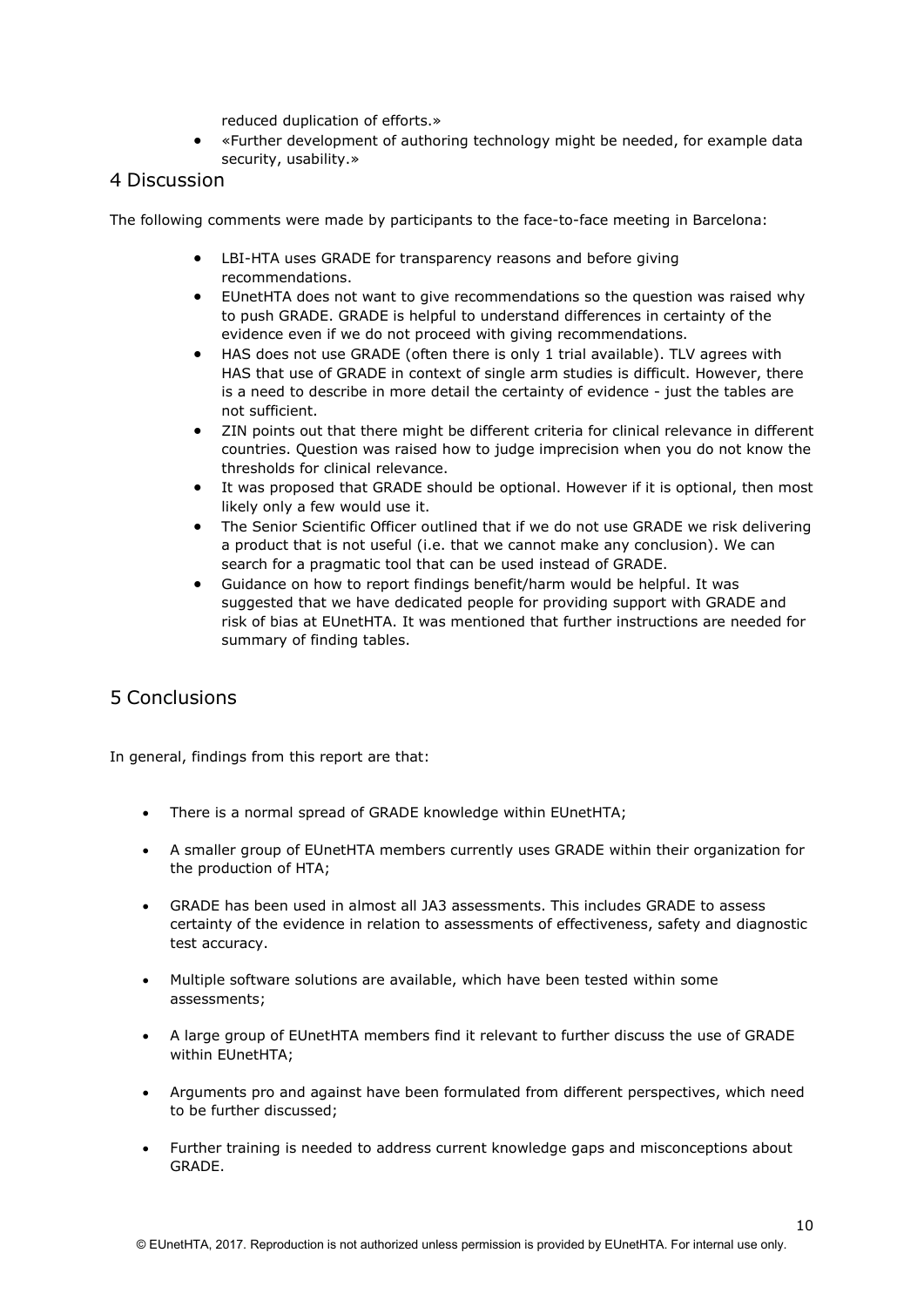reduced duplication of efforts.»

- «Further development of authoring technology might be needed, for example data security, usability.»

## 4 Discussion

The following comments were made by participants to the face-to-face meeting in Barcelona:

- LBI-HTA uses GRADE for transparency reasons and before giving recommendations.
- EUnetHTA does not want to give recommendations so the question was raised why to push GRADE. GRADE is helpful to understand differences in certainty of the evidence even if we do not proceed with giving recommendations.
- HAS does not use GRADE (often there is only 1 trial available). TLV agrees with HAS that use of GRADE in context of single arm studies is difficult. However, there is a need to describe in more detail the certainty of evidence - just the tables are not sufficient.
- ZIN points out that there might be different criteria for clinical relevance in different countries. Question was raised how to judge imprecision when you do not know the thresholds for clinical relevance.
- It was proposed that GRADE should be optional. However if it is optional, then most likely only a few would use it.
- The Senior Scientific Officer outlined that if we do not use GRADE we risk delivering a product that is not useful (i.e. that we cannot make any conclusion). We can search for a pragmatic tool that can be used instead of GRADE.
- Guidance on how to report findings benefit/harm would be helpful. It was suggested that we have dedicated people for providing support with GRADE and risk of bias at EUnetHTA. It was mentioned that further instructions are needed for summary of finding tables.

## 5 Conclusions

In general, findings from this report are that:

- There is a normal spread of GRADE knowledge within EUnetHTA;
- A smaller group of EUnetHTA members currently uses GRADE within their organization for the production of HTA;
- GRADE has been used in almost all JA3 assessments. This includes GRADE to assess certainty of the evidence in relation to assessments of effectiveness, safety and diagnostic test accuracy.
- Multiple software solutions are available, which have been tested within some assessments;
- A large group of EUnetHTA members find it relevant to further discuss the use of GRADE within EUnetHTA;
- Arguments pro and against have been formulated from different perspectives, which need to be further discussed;
- Further training is needed to address current knowledge gaps and misconceptions about GRADE.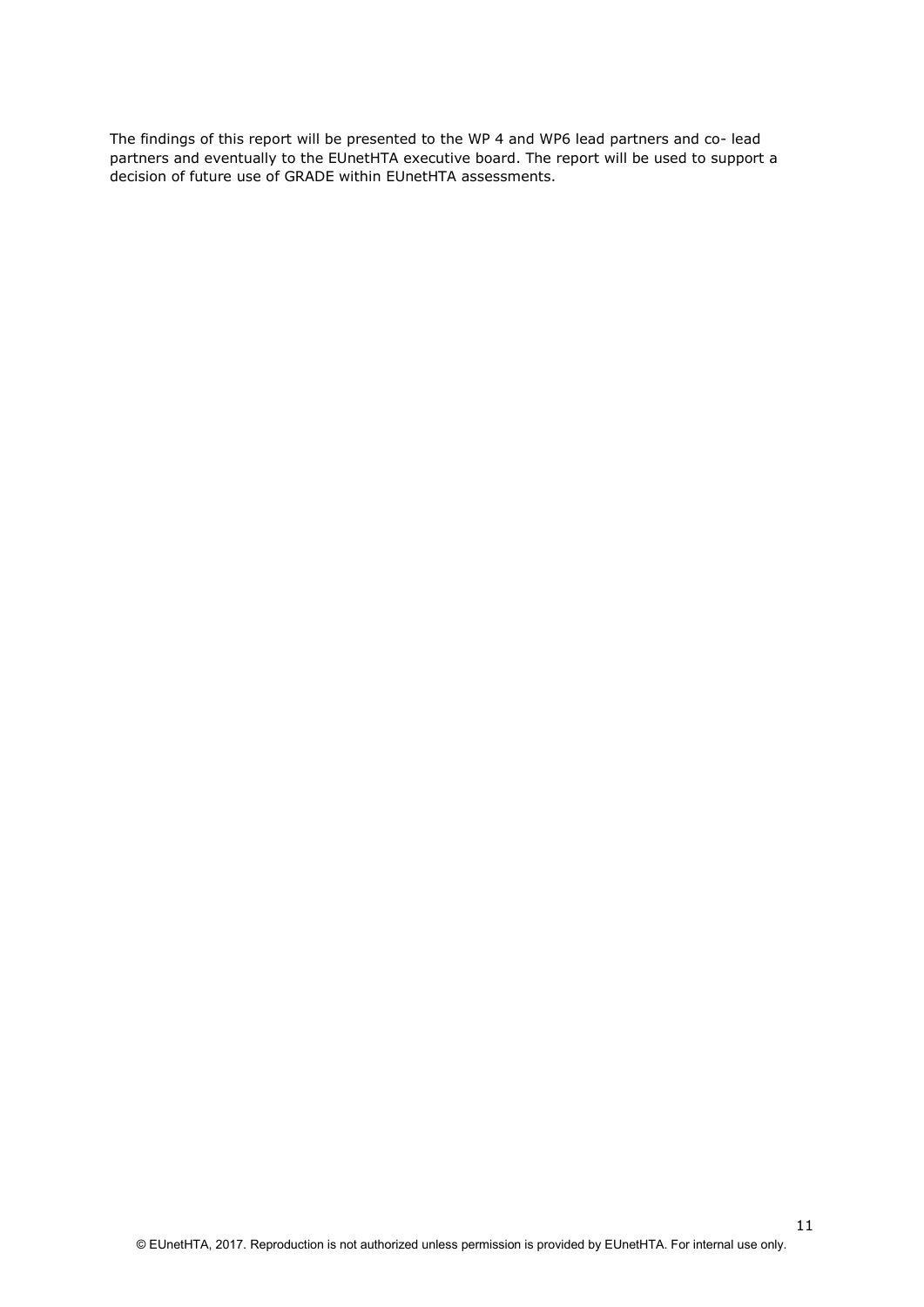The findings of this report will be presented to the WP 4 and WP6 lead partners and co- lead partners and eventually to the EUnetHTA executive board. The report will be used to support a decision of future use of GRADE within EUnetHTA assessments.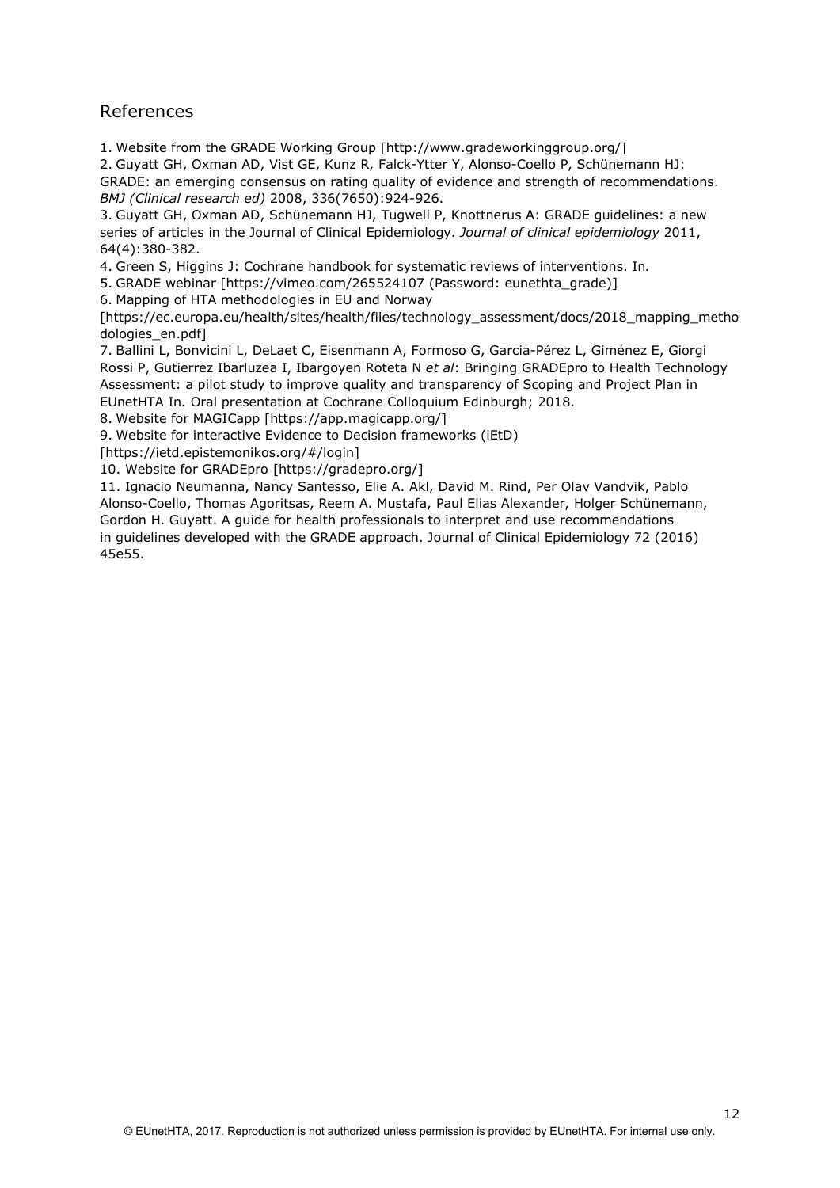## References

1. Website from the GRADE Working Group [http://www.gradeworkinggroup.org/]
2. Guyatt GH, Oxman AD, Vist GE, Kunz R, Falck-Ytter Y, Alonso-Coello P, Schünemann HJ: GRADE: an emerging consensus on rating quality of evidence and strength of recommendations. *BMJ (Clinical research ed)* 2008, 336(7650):924-926.
3. Guyatt GH, Oxman AD, Schünemann HJ, Tugwell P, Knottnerus A: GRADE guidelines: a new series of articles in the Journal of Clinical Epidemiology. *Journal of clinical epidemiology* 2011, 64(4):380-382.
4. Green S, Higgins J: Cochrane handbook for systematic reviews of interventions. In*.*
5. GRADE webinar [https://vimeo.com/265524107 (Password: eunethta_grade)]
6. Mapping of HTA methodologies in EU and Norway [https://ec.europa.eu/health/sites/health/files/technology_assessment/docs/2018_mapping_methodologies_en.pdf]
7. Ballini L, Bonvicini L, DeLaet C, Eisenmann A, Formoso G, Garcia-Pérez L, Giménez E, Giorgi Rossi P, Gutierrez Ibarluzea I, Ibargoyen Roteta N *et al*: Bringing GRADEpro to Health Technology Assessment: a pilot study to improve quality and transparency of Scoping and Project Plan in EUnetHTA In*.* Oral presentation at Cochrane Colloquium Edinburgh; 2018.
8. Website for MAGICapp [https://app.magicapp.org/]
9. Website for interactive Evidence to Decision frameworks (iEtD) [https://ietd.epistemonikos.org/#/login]
10. Website for GRADEpro [https://gradepro.org/]
11. Ignacio Neumanna, Nancy Santesso, Elie A. Akl, David M. Rind, Per Olav Vandvik, Pablo Alonso-Coello, Thomas Agoritsas, Reem A. Mustafa, Paul Elias Alexander, Holger Schünemann, Gordon H. Guyatt. A guide for health professionals to interpret and use recommendations in guidelines developed with the GRADE approach. Journal of Clinical Epidemiology 72 (2016) 45e55.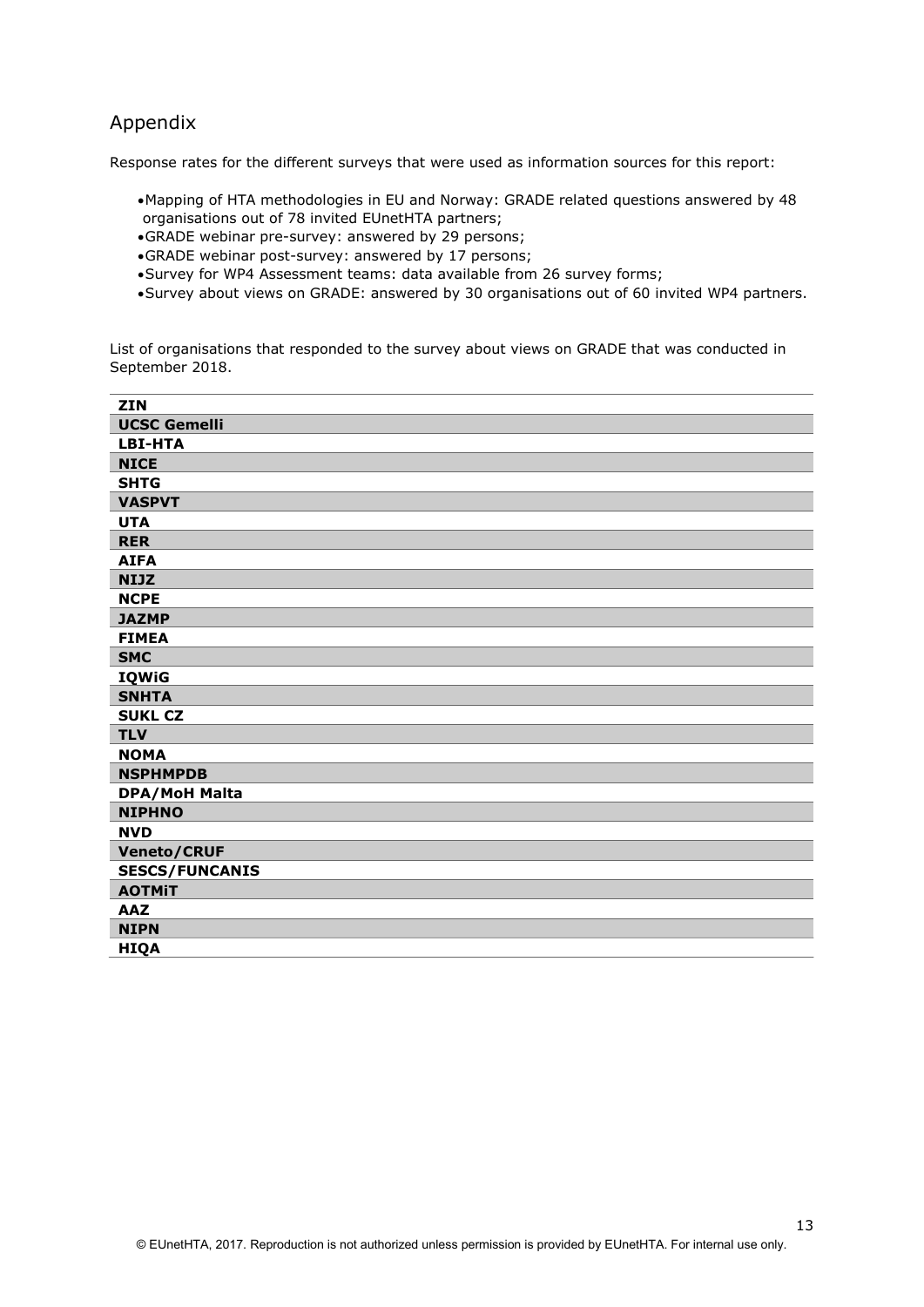## Appendix

Response rates for the different surveys that were used as information sources for this report:

- Mapping of HTA methodologies in EU and Norway: GRADE related questions answered by 48 organisations out of 78 invited EUnetHTA partners;
- GRADE webinar pre-survey: answered by 29 persons;
- GRADE webinar post-survey: answered by 17 persons;
- Survey for WP4 Assessment teams: data available from 26 survey forms;
- Survey about views on GRADE: answered by 30 organisations out of 60 invited WP4 partners.

List of organisations that responded to the survey about views on GRADE that was conducted in September 2018.

| |
|---|
| **ZIN** |
| **UCSC Gemelli** |
| **LBI-HTA** |
| **NICE** |
| **SHTG** |
| **VASPVT** |
| **UTA** |
| **RER** |
| **AIFA** |
| **NIJZ** |
| **NCPE** |
| **JAZMP** |
| **FIMEA** |
| **SMC** |
| **IQWiG** |
| **SNHTA** |
| **SUKL CZ** |
| **TLV** |
| **NOMA** |
| **NSPHMPDB** |
| **DPA/MoH Malta** |
| **NIPHNO** |
| **NVD** |
| **Veneto/CRUF** |
| **SESCS/FUNCANIS** |
| **AOTMiT** |
| **AAZ** |
| **NIPN** |
| **HIQA** |

© EUnetHTA, 2017. Reproduction is not authorized unless permission is provided by EUnetHTA. For internal use only.